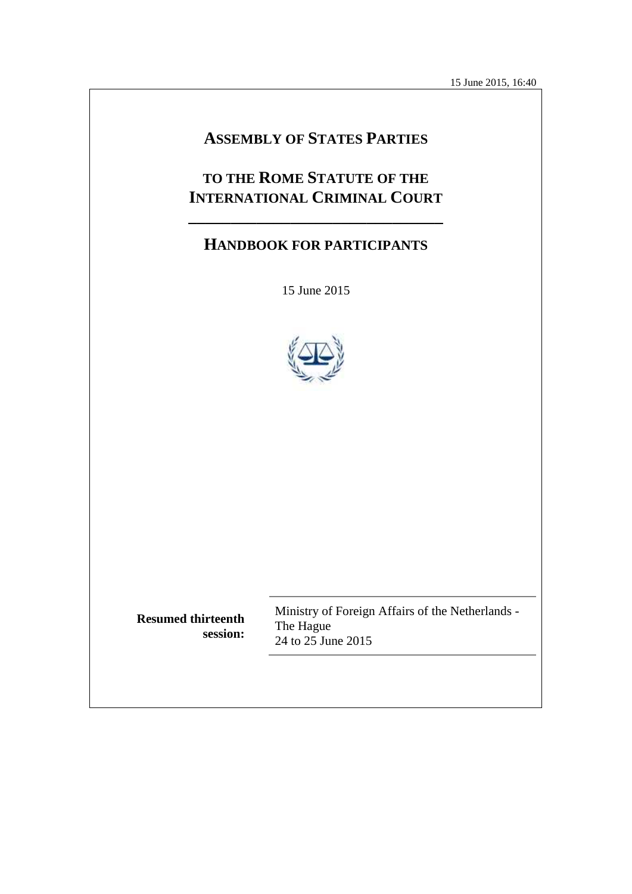15 June 2015, 16:40

# ASSEMBLY OF STATES PARTIES

# TO THE ROME STATUTE OF THE INTERNATIONAL CRIMINAL COURT

## HANDBOOK FOR PARTICIPANTS

15 June 2015

| **Resumed thirteenth session:** | Ministry of Foreign Affairs of the Netherlands - The Hague<br>24 to 25 June 2015 |
|---|---|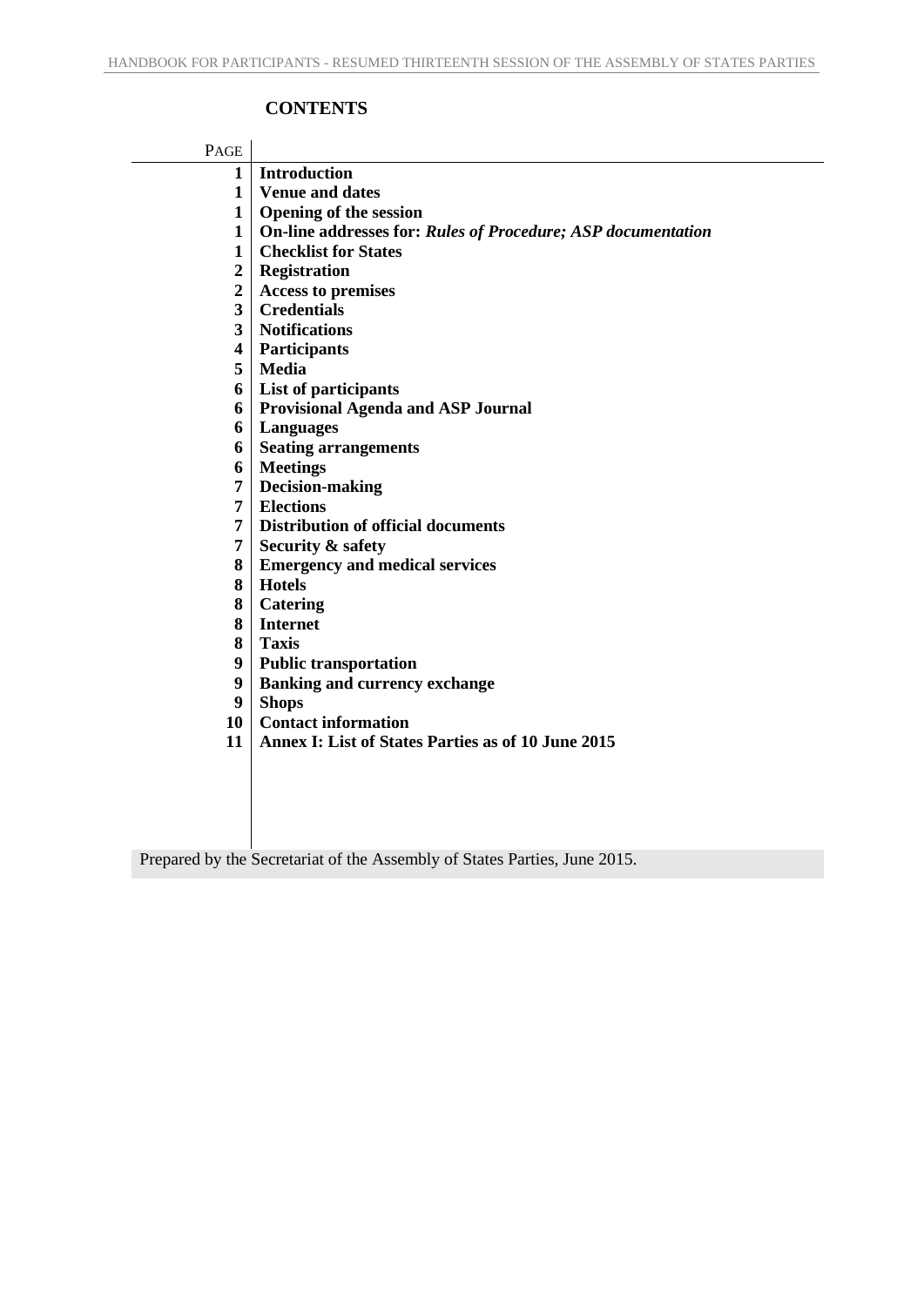## CONTENTS

| PAGE | |
|---|---|
| 1 | **Introduction** |
| 1 | **Venue and dates** |
| 1 | **Opening of the session** |
| 1 | **On-line addresses for:** ***Rules of Procedure; ASP documentation*** |
| 1 | **Checklist for States** |
| 2 | **Registration** |
| 2 | **Access to premises** |
| 3 | **Credentials** |
| 3 | **Notifications** |
| 4 | **Participants** |
| 5 | **Media** |
| 6 | **List of participants** |
| 6 | **Provisional Agenda and ASP Journal** |
| 6 | **Languages** |
| 6 | **Seating arrangements** |
| 6 | **Meetings** |
| 7 | **Decision-making** |
| 7 | **Elections** |
| 7 | **Distribution of official documents** |
| 7 | **Security & safety** |
| 8 | **Emergency and medical services** |
| 8 | **Hotels** |
| 8 | **Catering** |
| 8 | **Internet** |
| 8 | **Taxis** |
| 9 | **Public transportation** |
| 9 | **Banking and currency exchange** |
| 9 | **Shops** |
| 10 | **Contact information** |
| 11 | **Annex I: List of States Parties as of 10 June 2015** |

Prepared by the Secretariat of the Assembly of States Parties, June 2015.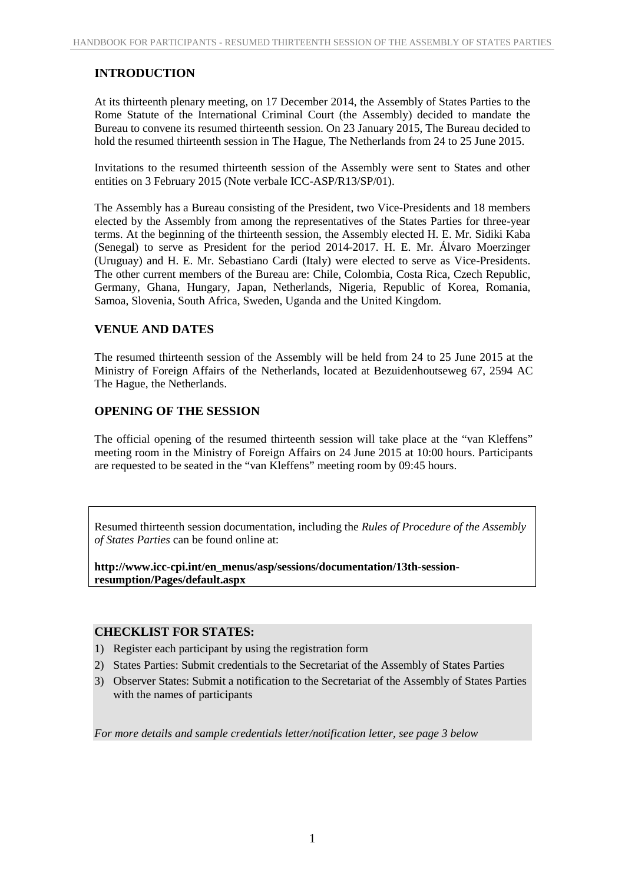## INTRODUCTION

At its thirteenth plenary meeting, on 17 December 2014, the Assembly of States Parties to the Rome Statute of the International Criminal Court (the Assembly) decided to mandate the Bureau to convene its resumed thirteenth session. On 23 January 2015, The Bureau decided to hold the resumed thirteenth session in The Hague, The Netherlands from 24 to 25 June 2015.

Invitations to the resumed thirteenth session of the Assembly were sent to States and other entities on 3 February 2015 (Note verbale ICC-ASP/R13/SP/01).

The Assembly has a Bureau consisting of the President, two Vice-Presidents and 18 members elected by the Assembly from among the representatives of the States Parties for three-year terms. At the beginning of the thirteenth session, the Assembly elected H. E. Mr. Sidiki Kaba (Senegal) to serve as President for the period 2014-2017. H. E. Mr. Álvaro Moerzinger (Uruguay) and H. E. Mr. Sebastiano Cardi (Italy) were elected to serve as Vice-Presidents. The other current members of the Bureau are: Chile, Colombia, Costa Rica, Czech Republic, Germany, Ghana, Hungary, Japan, Netherlands, Nigeria, Republic of Korea, Romania, Samoa, Slovenia, South Africa, Sweden, Uganda and the United Kingdom.

## VENUE AND DATES

The resumed thirteenth session of the Assembly will be held from 24 to 25 June 2015 at the Ministry of Foreign Affairs of the Netherlands, located at Bezuidenhoutseweg 67, 2594 AC The Hague, the Netherlands.

## OPENING OF THE SESSION

The official opening of the resumed thirteenth session will take place at the "van Kleffens" meeting room in the Ministry of Foreign Affairs on 24 June 2015 at 10:00 hours. Participants are requested to be seated in the "van Kleffens" meeting room by 09:45 hours.

Resumed thirteenth session documentation, including the *Rules of Procedure of the Assembly of States Parties* can be found online at:

**http://www.icc-cpi.int/en_menus/asp/sessions/documentation/13th-session-resumption/Pages/default.aspx**

## CHECKLIST FOR STATES:

1) Register each participant by using the registration form
2) States Parties: Submit credentials to the Secretariat of the Assembly of States Parties
3) Observer States: Submit a notification to the Secretariat of the Assembly of States Parties with the names of participants

*For more details and sample credentials letter/notification letter, see page 3 below*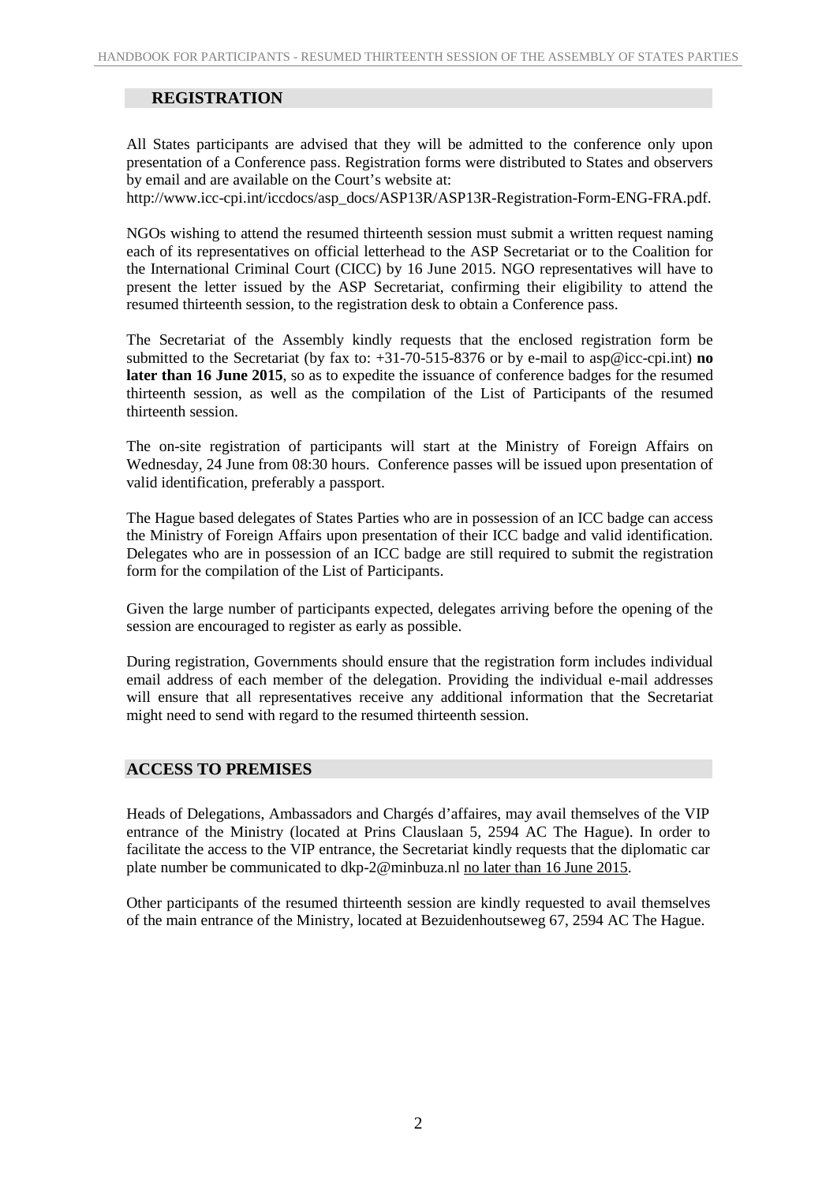## REGISTRATION

All States participants are advised that they will be admitted to the conference only upon presentation of a Conference pass. Registration forms were distributed to States and observers by email and are available on the Court's website at: http://www.icc-cpi.int/iccdocs/asp_docs/ASP13R/ASP13R-Registration-Form-ENG-FRA.pdf.

NGOs wishing to attend the resumed thirteenth session must submit a written request naming each of its representatives on official letterhead to the ASP Secretariat or to the Coalition for the International Criminal Court (CICC) by 16 June 2015. NGO representatives will have to present the letter issued by the ASP Secretariat, confirming their eligibility to attend the resumed thirteenth session, to the registration desk to obtain a Conference pass.

The Secretariat of the Assembly kindly requests that the enclosed registration form be submitted to the Secretariat (by fax to: +31-70-515-8376 or by e-mail to asp@icc-cpi.int) **no later than 16 June 2015**, so as to expedite the issuance of conference badges for the resumed thirteenth session, as well as the compilation of the List of Participants of the resumed thirteenth session.

The on-site registration of participants will start at the Ministry of Foreign Affairs on Wednesday, 24 June from 08:30 hours. Conference passes will be issued upon presentation of valid identification, preferably a passport.

The Hague based delegates of States Parties who are in possession of an ICC badge can access the Ministry of Foreign Affairs upon presentation of their ICC badge and valid identification. Delegates who are in possession of an ICC badge are still required to submit the registration form for the compilation of the List of Participants.

Given the large number of participants expected, delegates arriving before the opening of the session are encouraged to register as early as possible.

During registration, Governments should ensure that the registration form includes individual email address of each member of the delegation. Providing the individual e-mail addresses will ensure that all representatives receive any additional information that the Secretariat might need to send with regard to the resumed thirteenth session.

## ACCESS TO PREMISES

Heads of Delegations, Ambassadors and Chargés d'affaires, may avail themselves of the VIP entrance of the Ministry (located at Prins Clauslaan 5, 2594 AC The Hague). In order to facilitate the access to the VIP entrance, the Secretariat kindly requests that the diplomatic car plate number be communicated to dkp-2@minbuza.nl no later than 16 June 2015.

Other participants of the resumed thirteenth session are kindly requested to avail themselves of the main entrance of the Ministry, located at Bezuidenhoutseweg 67, 2594 AC The Hague.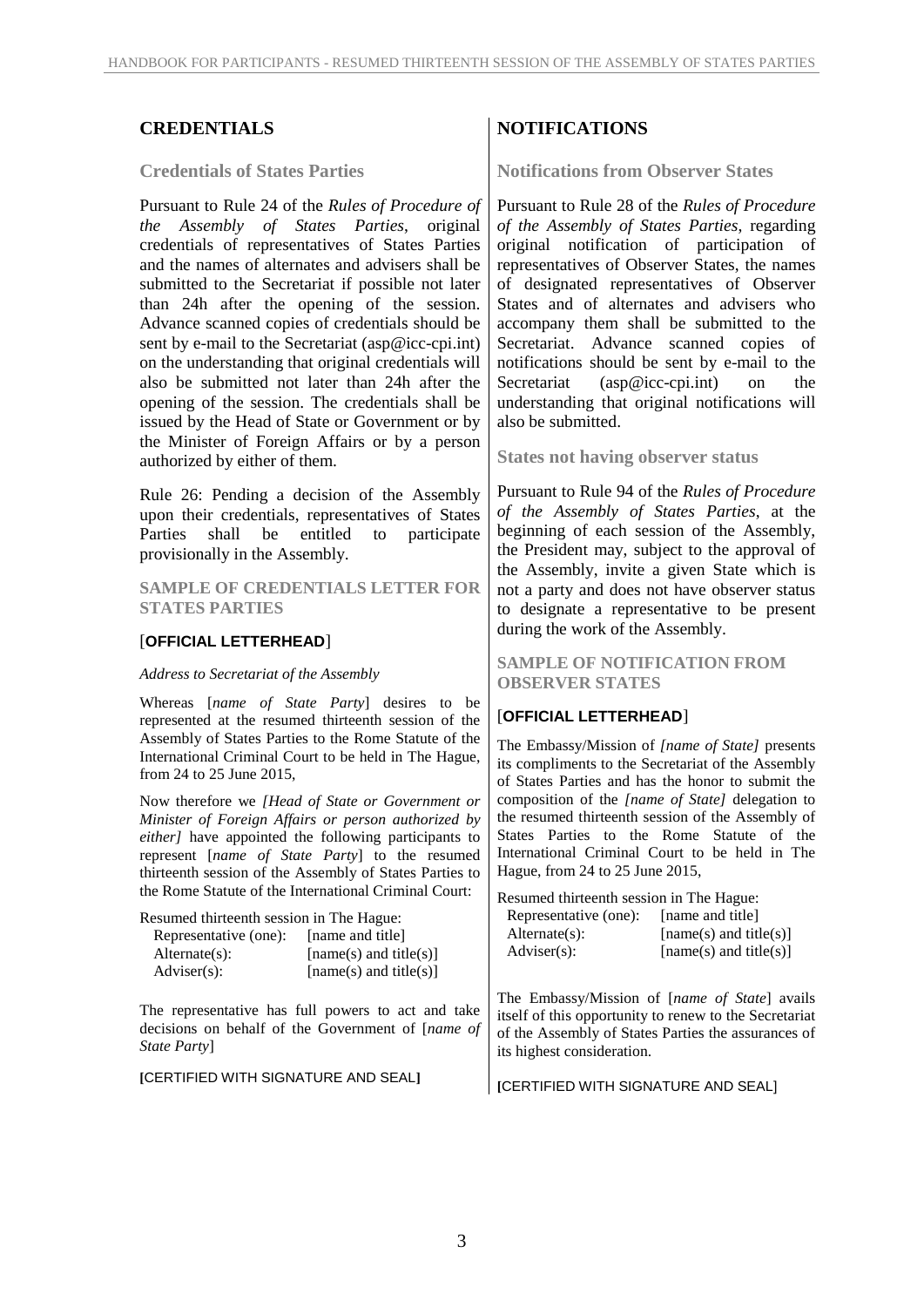## CREDENTIALS

### Credentials of States Parties

Pursuant to Rule 24 of the *Rules of Procedure of the Assembly of States Parties*, original credentials of representatives of States Parties and the names of alternates and advisers shall be submitted to the Secretariat if possible not later than 24h after the opening of the session. Advance scanned copies of credentials should be sent by e-mail to the Secretariat (asp@icc-cpi.int) on the understanding that original credentials will also be submitted not later than 24h after the opening of the session. The credentials shall be issued by the Head of State or Government or by the Minister of Foreign Affairs or by a person authorized by either of them.

Rule 26: Pending a decision of the Assembly upon their credentials, representatives of States Parties shall be entitled to participate provisionally in the Assembly.

#### SAMPLE OF CREDENTIALS LETTER FOR STATES PARTIES

[**OFFICIAL LETTERHEAD**]

*Address to Secretariat of the Assembly*

Whereas [*name of State Party*] desires to be represented at the resumed thirteenth session of the Assembly of States Parties to the Rome Statute of the International Criminal Court to be held in The Hague, from 24 to 25 June 2015,

Now therefore we *[Head of State or Government or Minister of Foreign Affairs or person authorized by either]* have appointed the following participants to represent [*name of State Party*] to the resumed thirteenth session of the Assembly of States Parties to the Rome Statute of the International Criminal Court:

Resumed thirteenth session in The Hague:

| | |
|---|---|
| Representative (one): | [name and title] |
| Alternate(s): | [name(s) and title(s)] |
| Adviser(s): | [name(s) and title(s)] |

The representative has full powers to act and take decisions on behalf of the Government of [*name of State Party*]

[CERTIFIED WITH SIGNATURE AND SEAL]

## NOTIFICATIONS

### Notifications from Observer States

Pursuant to Rule 28 of the *Rules of Procedure of the Assembly of States Parties*, regarding original notification of participation of representatives of Observer States, the names of designated representatives of Observer States and of alternates and advisers who accompany them shall be submitted to the Secretariat. Advance scanned copies of notifications should be sent by e-mail to the Secretariat (asp@icc-cpi.int) on the understanding that original notifications will also be submitted.

### States not having observer status

Pursuant to Rule 94 of the *Rules of Procedure of the Assembly of States Parties*, at the beginning of each session of the Assembly, the President may, subject to the approval of the Assembly, invite a given State which is not a party and does not have observer status to designate a representative to be present during the work of the Assembly.

#### SAMPLE OF NOTIFICATION FROM OBSERVER STATES

[**OFFICIAL LETTERHEAD**]

The Embassy/Mission of *[name of State]* presents its compliments to the Secretariat of the Assembly of States Parties and has the honor to submit the composition of the *[name of State]* delegation to the resumed thirteenth session of the Assembly of States Parties to the Rome Statute of the International Criminal Court to be held in The Hague, from 24 to 25 June 2015,

Resumed thirteenth session in The Hague:

| | |
|---|---|
| Representative (one): | [name and title] |
| Alternate(s): | [name(s) and title(s)] |
| Adviser(s): | [name(s) and title(s)] |

The Embassy/Mission of [*name of State*] avails itself of this opportunity to renew to the Secretariat of the Assembly of States Parties the assurances of its highest consideration.

[CERTIFIED WITH SIGNATURE AND SEAL]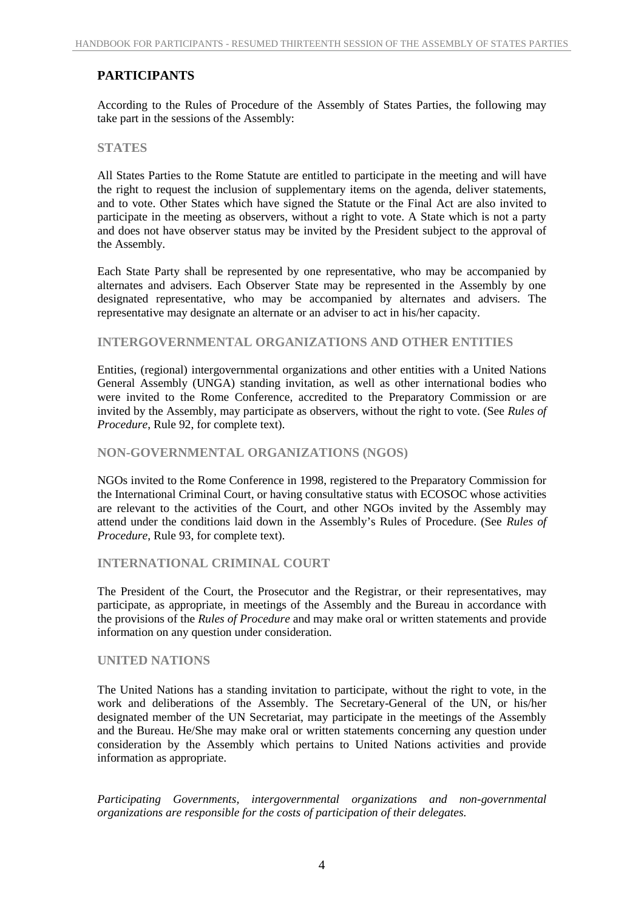## PARTICIPANTS

According to the Rules of Procedure of the Assembly of States Parties, the following may take part in the sessions of the Assembly:

### STATES

All States Parties to the Rome Statute are entitled to participate in the meeting and will have the right to request the inclusion of supplementary items on the agenda, deliver statements, and to vote. Other States which have signed the Statute or the Final Act are also invited to participate in the meeting as observers, without a right to vote. A State which is not a party and does not have observer status may be invited by the President subject to the approval of the Assembly.

Each State Party shall be represented by one representative, who may be accompanied by alternates and advisers. Each Observer State may be represented in the Assembly by one designated representative, who may be accompanied by alternates and advisers. The representative may designate an alternate or an adviser to act in his/her capacity.

### INTERGOVERNMENTAL ORGANIZATIONS AND OTHER ENTITIES

Entities, (regional) intergovernmental organizations and other entities with a United Nations General Assembly (UNGA) standing invitation, as well as other international bodies who were invited to the Rome Conference, accredited to the Preparatory Commission or are invited by the Assembly, may participate as observers, without the right to vote. (See *Rules of Procedure*, Rule 92, for complete text).

### NON-GOVERNMENTAL ORGANIZATIONS (NGOS)

NGOs invited to the Rome Conference in 1998, registered to the Preparatory Commission for the International Criminal Court, or having consultative status with ECOSOC whose activities are relevant to the activities of the Court, and other NGOs invited by the Assembly may attend under the conditions laid down in the Assembly's Rules of Procedure. (See *Rules of Procedure*, Rule 93, for complete text).

### INTERNATIONAL CRIMINAL COURT

The President of the Court, the Prosecutor and the Registrar, or their representatives, may participate, as appropriate, in meetings of the Assembly and the Bureau in accordance with the provisions of the *Rules of Procedure* and may make oral or written statements and provide information on any question under consideration.

### UNITED NATIONS

The United Nations has a standing invitation to participate, without the right to vote, in the work and deliberations of the Assembly. The Secretary-General of the UN, or his/her designated member of the UN Secretariat, may participate in the meetings of the Assembly and the Bureau. He/She may make oral or written statements concerning any question under consideration by the Assembly which pertains to United Nations activities and provide information as appropriate.

*Participating Governments, intergovernmental organizations and non-governmental organizations are responsible for the costs of participation of their delegates.*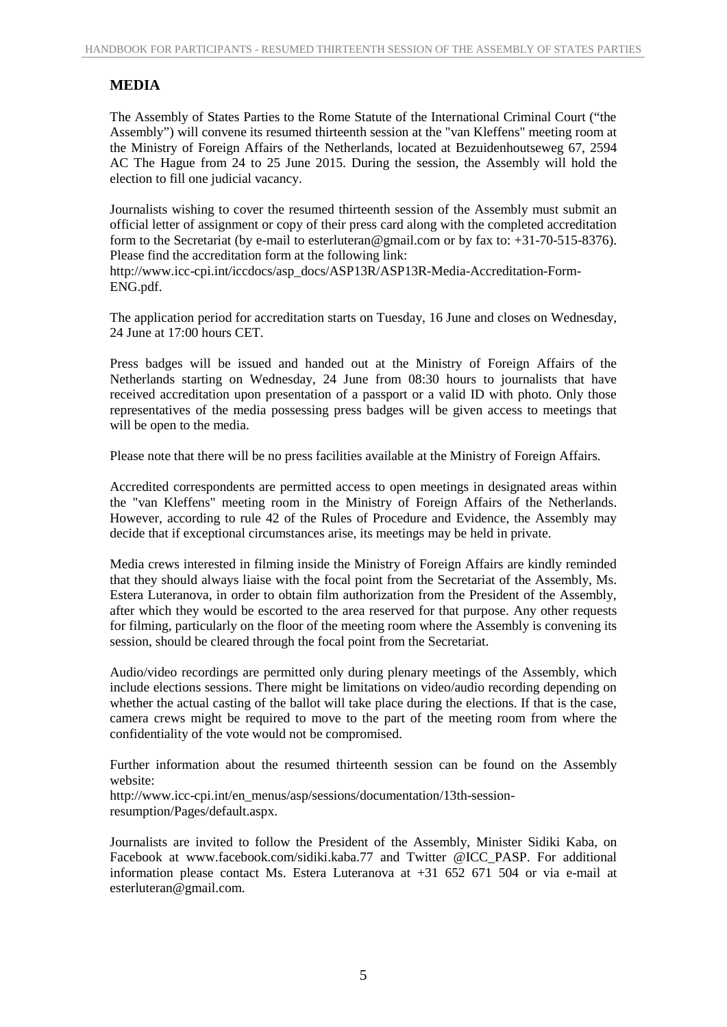## MEDIA

The Assembly of States Parties to the Rome Statute of the International Criminal Court ("the Assembly") will convene its resumed thirteenth session at the "van Kleffens" meeting room at the Ministry of Foreign Affairs of the Netherlands, located at Bezuidenhoutseweg 67, 2594 AC The Hague from 24 to 25 June 2015. During the session, the Assembly will hold the election to fill one judicial vacancy.

Journalists wishing to cover the resumed thirteenth session of the Assembly must submit an official letter of assignment or copy of their press card along with the completed accreditation form to the Secretariat (by e-mail to esterluteran@gmail.com or by fax to: +31-70-515-8376). Please find the accreditation form at the following link:
http://www.icc-cpi.int/iccdocs/asp_docs/ASP13R/ASP13R-Media-Accreditation-Form-ENG.pdf.

The application period for accreditation starts on Tuesday, 16 June and closes on Wednesday, 24 June at 17:00 hours CET.

Press badges will be issued and handed out at the Ministry of Foreign Affairs of the Netherlands starting on Wednesday, 24 June from 08:30 hours to journalists that have received accreditation upon presentation of a passport or a valid ID with photo. Only those representatives of the media possessing press badges will be given access to meetings that will be open to the media.

Please note that there will be no press facilities available at the Ministry of Foreign Affairs.

Accredited correspondents are permitted access to open meetings in designated areas within the "van Kleffens" meeting room in the Ministry of Foreign Affairs of the Netherlands. However, according to rule 42 of the Rules of Procedure and Evidence, the Assembly may decide that if exceptional circumstances arise, its meetings may be held in private.

Media crews interested in filming inside the Ministry of Foreign Affairs are kindly reminded that they should always liaise with the focal point from the Secretariat of the Assembly, Ms. Estera Luteranova, in order to obtain film authorization from the President of the Assembly, after which they would be escorted to the area reserved for that purpose. Any other requests for filming, particularly on the floor of the meeting room where the Assembly is convening its session, should be cleared through the focal point from the Secretariat.

Audio/video recordings are permitted only during plenary meetings of the Assembly, which include elections sessions. There might be limitations on video/audio recording depending on whether the actual casting of the ballot will take place during the elections. If that is the case, camera crews might be required to move to the part of the meeting room from where the confidentiality of the vote would not be compromised.

Further information about the resumed thirteenth session can be found on the Assembly website:
http://www.icc-cpi.int/en_menus/asp/sessions/documentation/13th-session-resumption/Pages/default.aspx.

Journalists are invited to follow the President of the Assembly, Minister Sidiki Kaba, on Facebook at www.facebook.com/sidiki.kaba.77 and Twitter @ICC_PASP. For additional information please contact Ms. Estera Luteranova at +31 652 671 504 or via e-mail at esterluteran@gmail.com.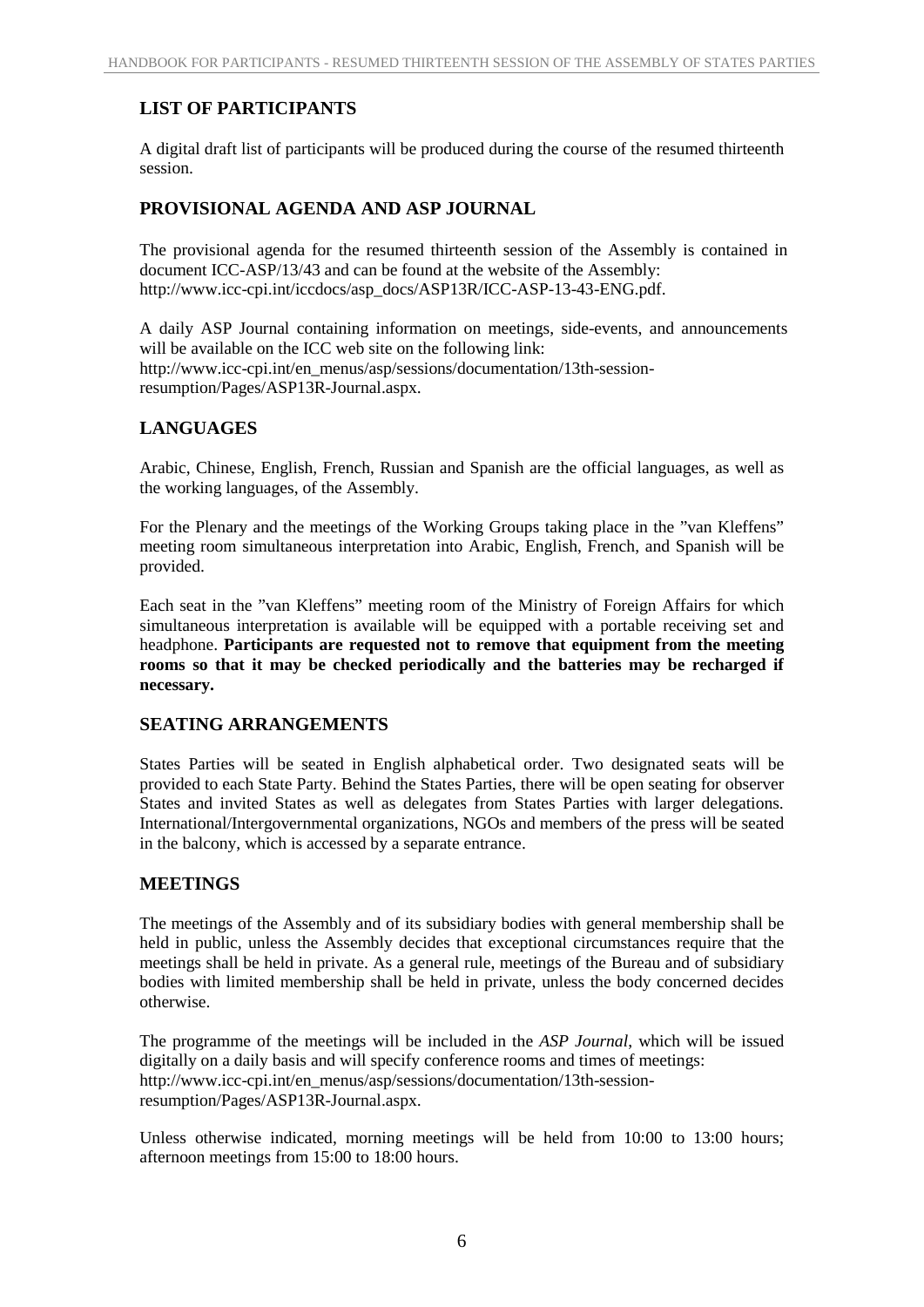## LIST OF PARTICIPANTS

A digital draft list of participants will be produced during the course of the resumed thirteenth session.

## PROVISIONAL AGENDA AND ASP JOURNAL

The provisional agenda for the resumed thirteenth session of the Assembly is contained in document ICC-ASP/13/43 and can be found at the website of the Assembly: http://www.icc-cpi.int/iccdocs/asp_docs/ASP13R/ICC-ASP-13-43-ENG.pdf.

A daily ASP Journal containing information on meetings, side-events, and announcements will be available on the ICC web site on the following link: http://www.icc-cpi.int/en_menus/asp/sessions/documentation/13th-session-resumption/Pages/ASP13R-Journal.aspx.

## LANGUAGES

Arabic, Chinese, English, French, Russian and Spanish are the official languages, as well as the working languages, of the Assembly.

For the Plenary and the meetings of the Working Groups taking place in the ”van Kleffens” meeting room simultaneous interpretation into Arabic, English, French, and Spanish will be provided.

Each seat in the ”van Kleffens” meeting room of the Ministry of Foreign Affairs for which simultaneous interpretation is available will be equipped with a portable receiving set and headphone. **Participants are requested not to remove that equipment from the meeting rooms so that it may be checked periodically and the batteries may be recharged if necessary.**

## SEATING ARRANGEMENTS

States Parties will be seated in English alphabetical order. Two designated seats will be provided to each State Party. Behind the States Parties, there will be open seating for observer States and invited States as well as delegates from States Parties with larger delegations. International/Intergovernmental organizations, NGOs and members of the press will be seated in the balcony, which is accessed by a separate entrance.

## MEETINGS

The meetings of the Assembly and of its subsidiary bodies with general membership shall be held in public, unless the Assembly decides that exceptional circumstances require that the meetings shall be held in private. As a general rule, meetings of the Bureau and of subsidiary bodies with limited membership shall be held in private, unless the body concerned decides otherwise.

The programme of the meetings will be included in the *ASP Journal*, which will be issued digitally on a daily basis and will specify conference rooms and times of meetings: http://www.icc-cpi.int/en_menus/asp/sessions/documentation/13th-session-resumption/Pages/ASP13R-Journal.aspx.

Unless otherwise indicated, morning meetings will be held from 10:00 to 13:00 hours; afternoon meetings from 15:00 to 18:00 hours.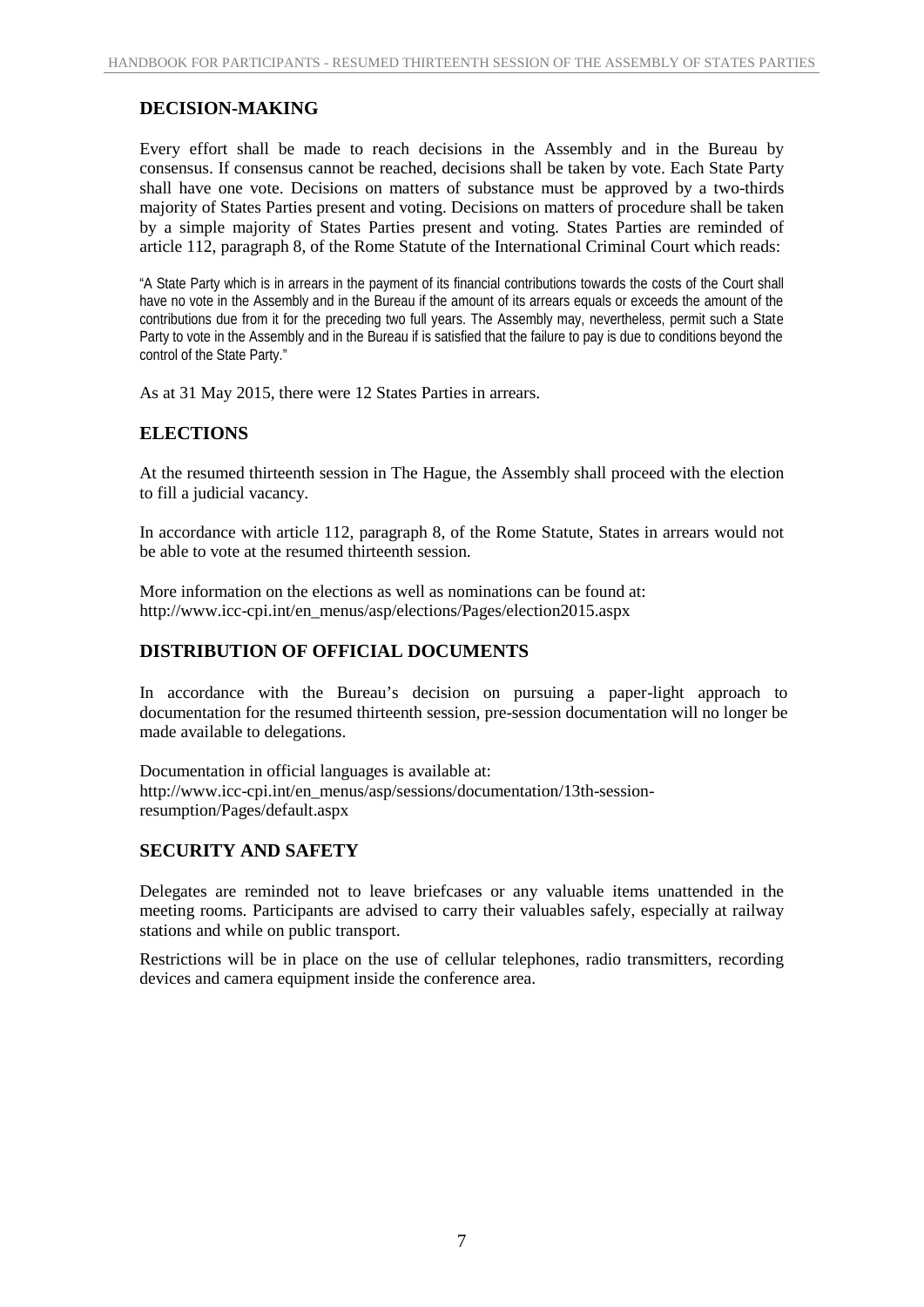## DECISION-MAKING

Every effort shall be made to reach decisions in the Assembly and in the Bureau by consensus. If consensus cannot be reached, decisions shall be taken by vote. Each State Party shall have one vote. Decisions on matters of substance must be approved by a two-thirds majority of States Parties present and voting. Decisions on matters of procedure shall be taken by a simple majority of States Parties present and voting. States Parties are reminded of article 112, paragraph 8, of the Rome Statute of the International Criminal Court which reads:

"A State Party which is in arrears in the payment of its financial contributions towards the costs of the Court shall have no vote in the Assembly and in the Bureau if the amount of its arrears equals or exceeds the amount of the contributions due from it for the preceding two full years. The Assembly may, nevertheless, permit such a State Party to vote in the Assembly and in the Bureau if is satisfied that the failure to pay is due to conditions beyond the control of the State Party."

As at 31 May 2015, there were 12 States Parties in arrears.

## ELECTIONS

At the resumed thirteenth session in The Hague, the Assembly shall proceed with the election to fill a judicial vacancy.

In accordance with article 112, paragraph 8, of the Rome Statute, States in arrears would not be able to vote at the resumed thirteenth session.

More information on the elections as well as nominations can be found at:
http://www.icc-cpi.int/en_menus/asp/elections/Pages/election2015.aspx

## DISTRIBUTION OF OFFICIAL DOCUMENTS

In accordance with the Bureau's decision on pursuing a paper-light approach to documentation for the resumed thirteenth session, pre-session documentation will no longer be made available to delegations.

Documentation in official languages is available at:
http://www.icc-cpi.int/en_menus/asp/sessions/documentation/13th-session-resumption/Pages/default.aspx

## SECURITY AND SAFETY

Delegates are reminded not to leave briefcases or any valuable items unattended in the meeting rooms. Participants are advised to carry their valuables safely, especially at railway stations and while on public transport.

Restrictions will be in place on the use of cellular telephones, radio transmitters, recording devices and camera equipment inside the conference area.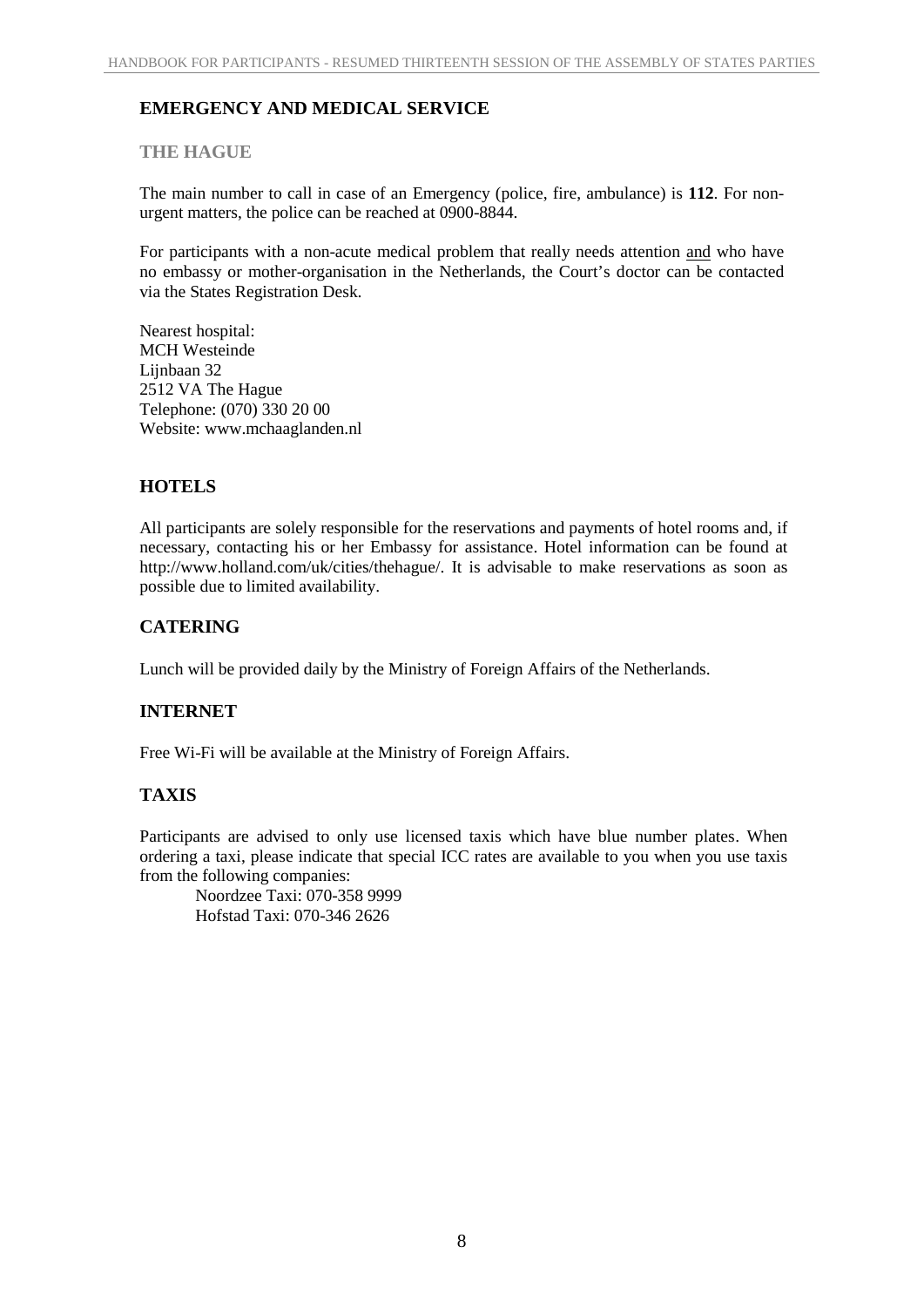## EMERGENCY AND MEDICAL SERVICE

### THE HAGUE

The main number to call in case of an Emergency (police, fire, ambulance) is **112**. For non-urgent matters, the police can be reached at 0900-8844.

For participants with a non-acute medical problem that really needs attention <u>and</u> who have no embassy or mother-organisation in the Netherlands, the Court's doctor can be contacted via the States Registration Desk.

Nearest hospital:
MCH Westeinde
Lijnbaan 32
2512 VA The Hague
Telephone: (070) 330 20 00
Website: www.mchaaglanden.nl

## HOTELS

All participants are solely responsible for the reservations and payments of hotel rooms and, if necessary, contacting his or her Embassy for assistance. Hotel information can be found at http://www.holland.com/uk/cities/thehague/. It is advisable to make reservations as soon as possible due to limited availability.

## CATERING

Lunch will be provided daily by the Ministry of Foreign Affairs of the Netherlands.

## INTERNET

Free Wi-Fi will be available at the Ministry of Foreign Affairs.

## TAXIS

Participants are advised to only use licensed taxis which have blue number plates. When ordering a taxi, please indicate that special ICC rates are available to you when you use taxis from the following companies:

Noordzee Taxi: 070-358 9999
Hofstad Taxi: 070-346 2626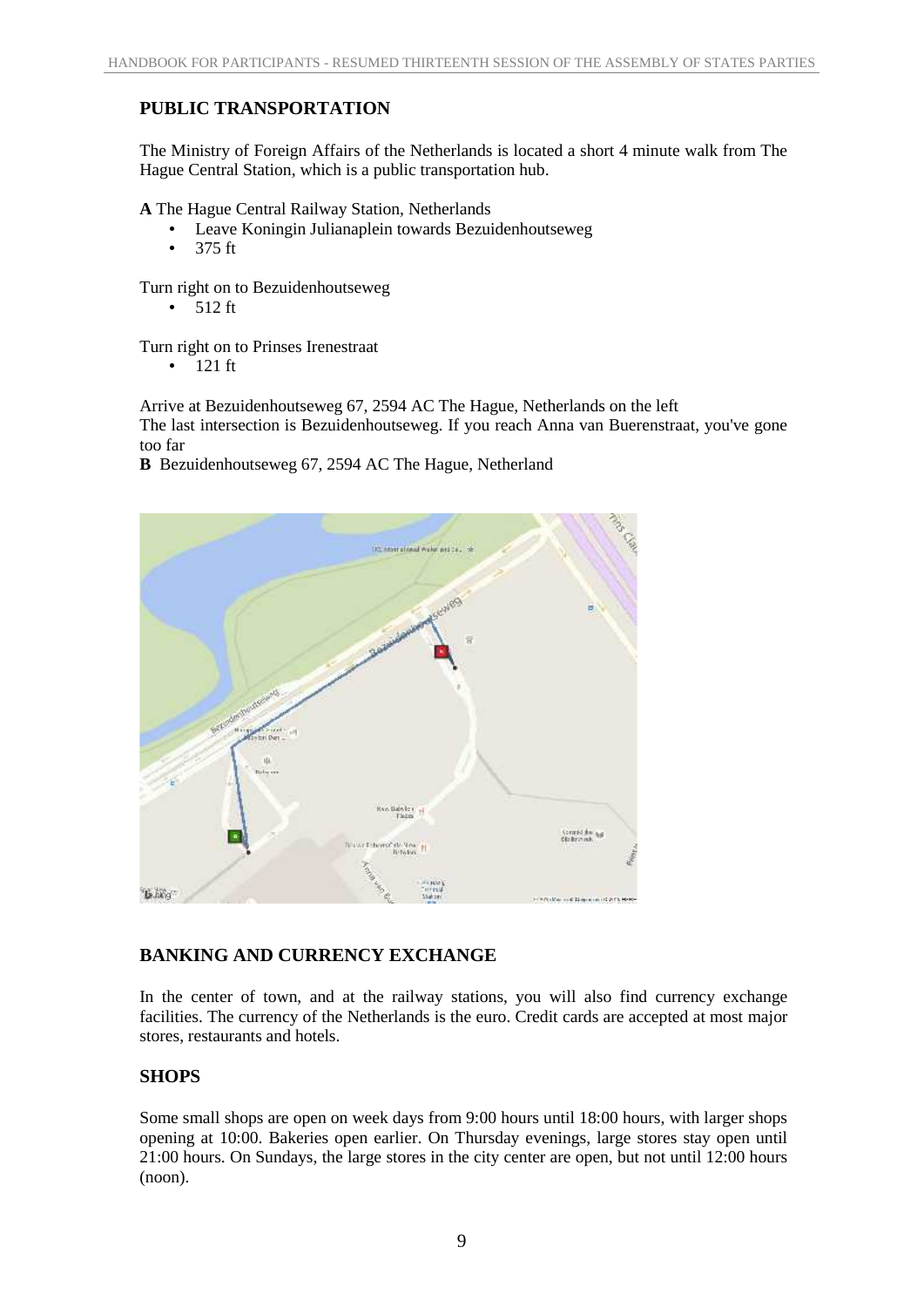## PUBLIC TRANSPORTATION

The Ministry of Foreign Affairs of the Netherlands is located a short 4 minute walk from The Hague Central Station, which is a public transportation hub.

**A** The Hague Central Railway Station, Netherlands

- Leave Koningin Julianaplein towards Bezuidenhoutseweg
- 375 ft

Turn right on to Bezuidenhoutseweg

- 512 ft

Turn right on to Prinses Irenestraat

- 121 ft

Arrive at Bezuidenhoutseweg 67, 2594 AC The Hague, Netherlands on the left

The last intersection is Bezuidenhoutseweg. If you reach Anna van Buerenstraat, you've gone too far

**B** Bezuidenhoutseweg 67, 2594 AC The Hague, Netherland

## BANKING AND CURRENCY EXCHANGE

In the center of town, and at the railway stations, you will also find currency exchange facilities. The currency of the Netherlands is the euro. Credit cards are accepted at most major stores, restaurants and hotels.

## SHOPS

Some small shops are open on week days from 9:00 hours until 18:00 hours, with larger shops opening at 10:00. Bakeries open earlier. On Thursday evenings, large stores stay open until 21:00 hours. On Sundays, the large stores in the city center are open, but not until 12:00 hours (noon).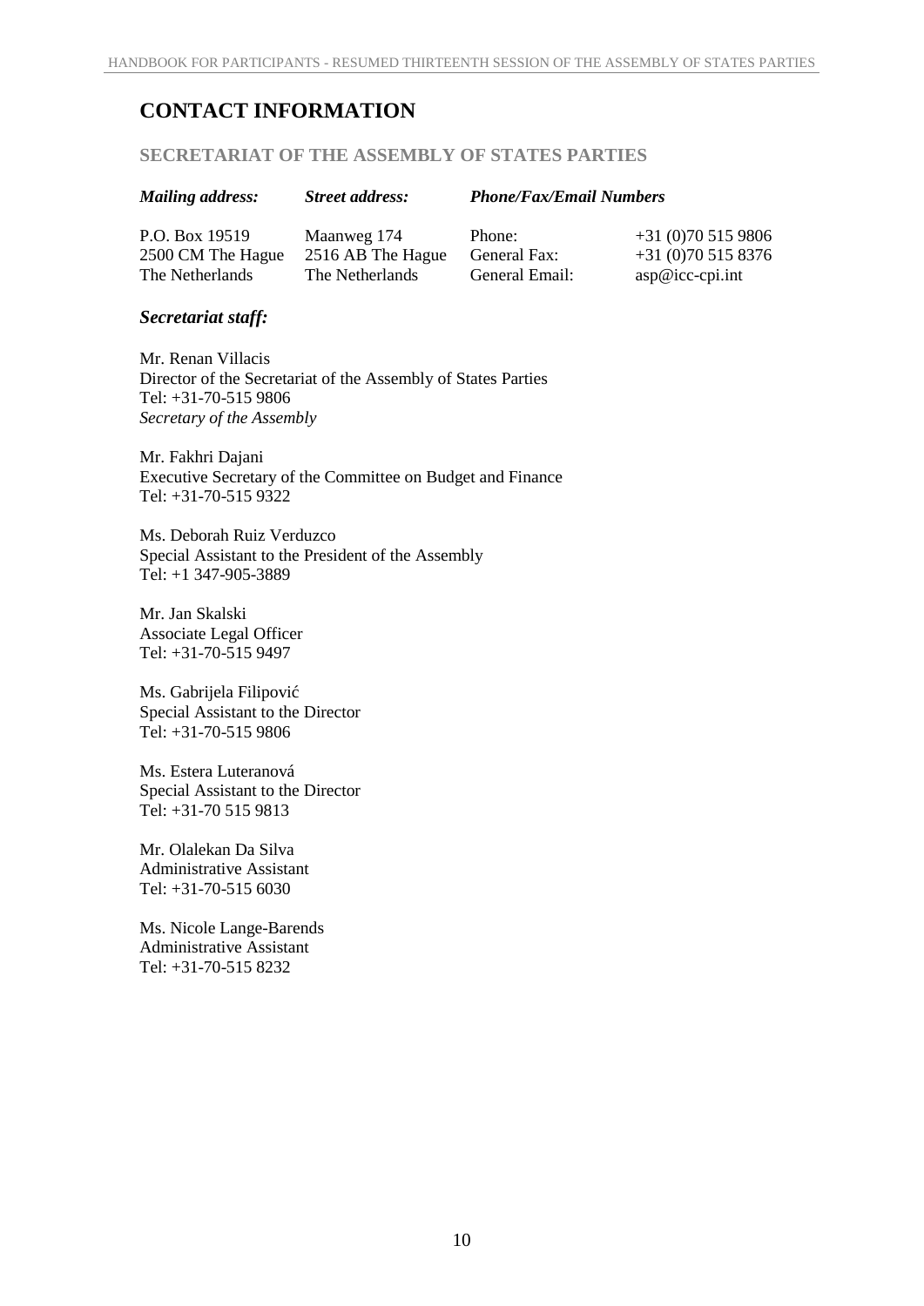# CONTACT INFORMATION

## SECRETARIAT OF THE ASSEMBLY OF STATES PARTIES

| *Mailing address:* | *Street address:* | *Phone/Fax/Email Numbers* | |
|---|---|---|---|
| P.O. Box 19519 | Maanweg 174 | Phone: | +31 (0)70 515 9806 |
| 2500 CM The Hague | 2516 AB The Hague | General Fax: | +31 (0)70 515 8376 |
| The Netherlands | The Netherlands | General Email: | asp@icc-cpi.int |

### *Secretariat staff:*

Mr. Renan Villacis  
Director of the Secretariat of the Assembly of States Parties  
Tel: +31-70-515 9806  
*Secretary of the Assembly*

Mr. Fakhri Dajani  
Executive Secretary of the Committee on Budget and Finance  
Tel: +31-70-515 9322

Ms. Deborah Ruiz Verduzco  
Special Assistant to the President of the Assembly  
Tel: +1 347-905-3889

Mr. Jan Skalski  
Associate Legal Officer  
Tel: +31-70-515 9497

Ms. Gabrijela Filipović  
Special Assistant to the Director  
Tel: +31-70-515 9806

Ms. Estera Luteranová  
Special Assistant to the Director  
Tel: +31-70 515 9813

Mr. Olalekan Da Silva  
Administrative Assistant  
Tel: +31-70-515 6030

Ms. Nicole Lange-Barends  
Administrative Assistant  
Tel: +31-70-515 8232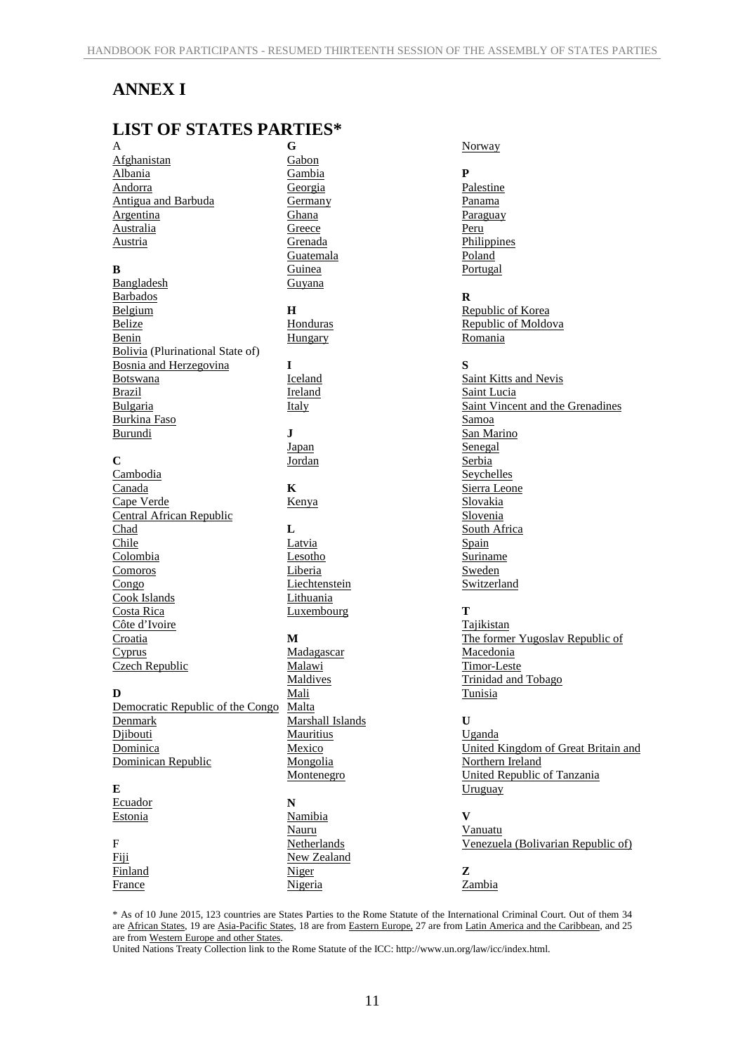# ANNEX I

## LIST OF STATES PARTIES*

A

Afghanistan
Albania
Andorra
Antigua and Barbuda
Argentina
Australia
Austria

**B**

Bangladesh
Barbados
Belgium
Belize
Benin
Bolivia (Plurinational State of)
Bosnia and Herzegovina
Botswana
Brazil
Bulgaria
Burkina Faso
Burundi

**C**

Cambodia
Canada
Cape Verde
Central African Republic
Chad
Chile
Colombia
Comoros
Congo
Cook Islands
Costa Rica
Côte d'Ivoire
Croatia
Cyprus
Czech Republic

**D**

Democratic Republic of the Congo
Denmark
Djibouti
Dominica
Dominican Republic

**E**

Ecuador
Estonia

F

Fiji
Finland
France

**G**

Gabon
Gambia
Georgia
Germany
Ghana
Greece
Grenada
Guatemala
Guinea
Guyana

**H**

Honduras
Hungary

**I**

Iceland
Ireland
Italy

**J**

Japan
Jordan

**K**

Kenya

**L**

Latvia
Lesotho
Liberia
Liechtenstein
Lithuania
Luxembourg

**M**

Madagascar
Malawi
Maldives
Mali
Malta
Marshall Islands
Mauritius
Mexico
Mongolia
Montenegro

**N**

Namibia
Nauru
Netherlands
New Zealand
Niger
Nigeria
Norway

**P**

Palestine
Panama
Paraguay
Peru
Philippines
Poland
Portugal

**R**

Republic of Korea
Republic of Moldova
Romania

**S**

Saint Kitts and Nevis
Saint Lucia
Saint Vincent and the Grenadines
Samoa
San Marino
Senegal
Serbia
Seychelles
Sierra Leone
Slovakia
Slovenia
South Africa
Spain
Suriname
Sweden
Switzerland

**T**

Tajikistan
The former Yugoslav Republic of Macedonia
Timor-Leste
Trinidad and Tobago
Tunisia

**U**

Uganda
United Kingdom of Great Britain and Northern Ireland
United Republic of Tanzania
Uruguay

**V**

Vanuatu
Venezuela (Bolivarian Republic of)

**Z**

Zambia

\* As of 10 June 2015, 123 countries are States Parties to the Rome Statute of the International Criminal Court. Out of them 34 are African States, 19 are Asia-Pacific States, 18 are from Eastern Europe, 27 are from Latin America and the Caribbean, and 25 are from Western Europe and other States.
United Nations Treaty Collection link to the Rome Statute of the ICC: http://www.un.org/law/icc/index.html.